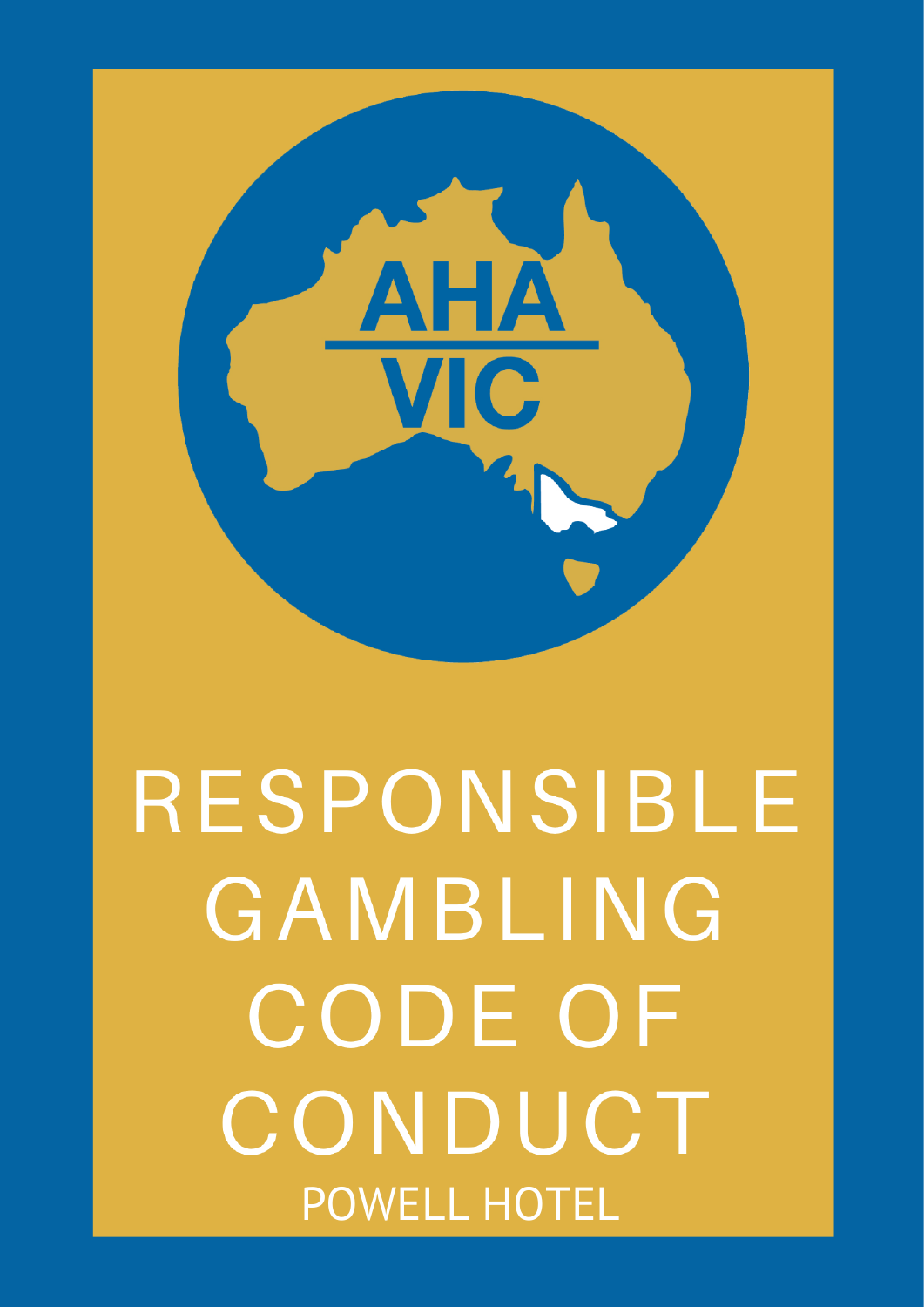AHA VIC

# RESPONSIBLE GAMBLING CODE OF CONDUCT

POWELL HOTEL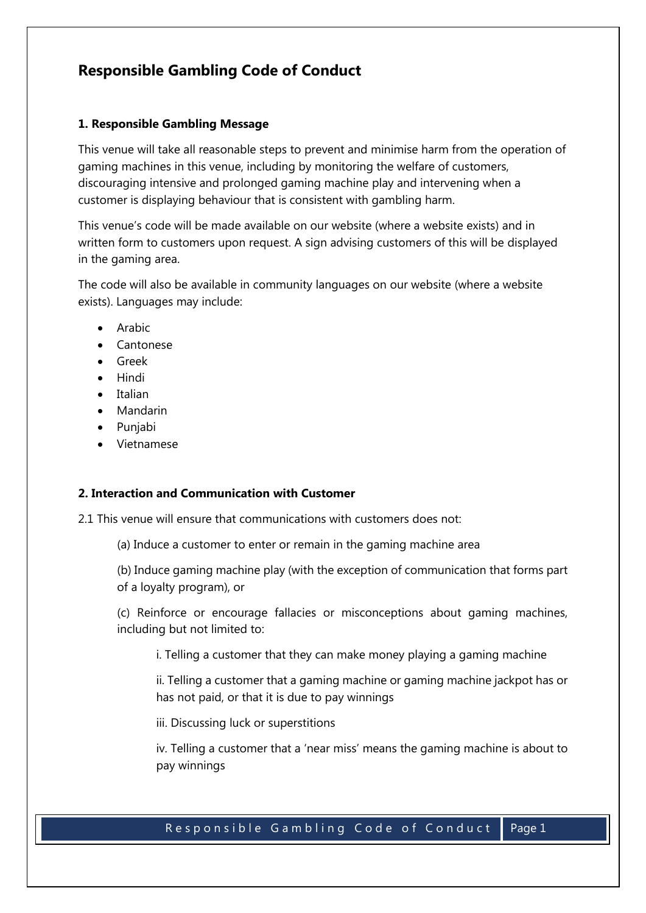# Responsible Gambling Code of Conduct

### 1. Responsible Gambling Message

This venue will take all reasonable steps to prevent and minimise harm from the operation of gaming machines in this venue, including by monitoring the welfare of customers, discouraging intensive and prolonged gaming machine play and intervening when a customer is displaying behaviour that is consistent with gambling harm.

This venue's code will be made available on our website (where a website exists) and in written form to customers upon request. A sign advising customers of this will be displayed in the gaming area.

The code will also be available in community languages on our website (where a website exists). Languages may include:

- Arabic
- Cantonese
- Greek
- Hindi
- Italian
- Mandarin
- Punjabi
- Vietnamese

### 2. Interaction and Communication with Customer

2.1 This venue will ensure that communications with customers does not:

(a) Induce a customer to enter or remain in the gaming machine area

(b) Induce gaming machine play (with the exception of communication that forms part of a loyalty program), or

(c) Reinforce or encourage fallacies or misconceptions about gaming machines, including but not limited to:

i. Telling a customer that they can make money playing a gaming machine

ii. Telling a customer that a gaming machine or gaming machine jackpot has or has not paid, or that it is due to pay winnings

iii. Discussing luck or superstitions

iv. Telling a customer that a 'near miss' means the gaming machine is about to pay winnings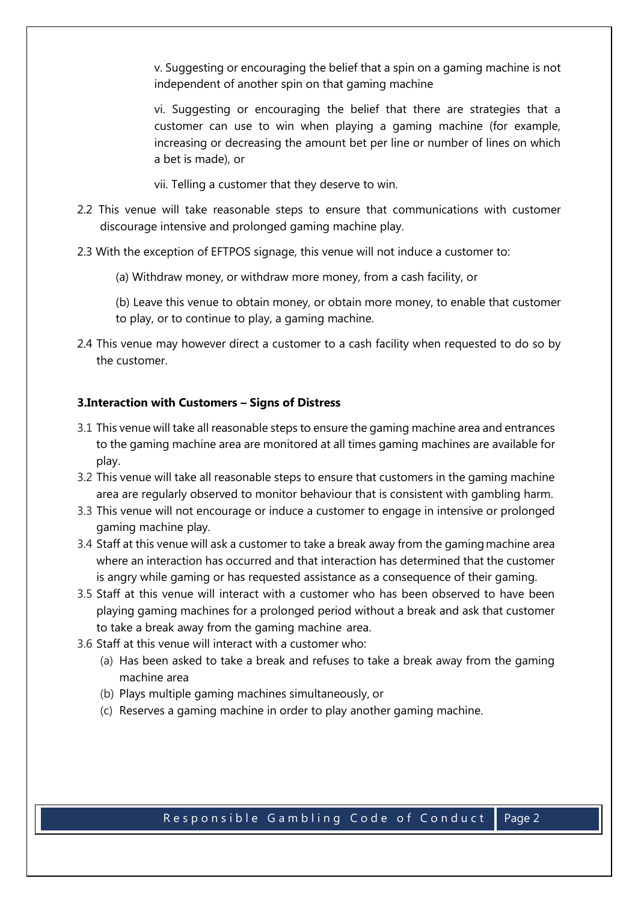v. Suggesting or encouraging the belief that a spin on a gaming machine is not independent of another spin on that gaming machine

vi. Suggesting or encouraging the belief that there are strategies that a customer can use to win when playing a gaming machine (for example, increasing or decreasing the amount bet per line or number of lines on which a bet is made), or

vii. Telling a customer that they deserve to win.

2.2 This venue will take reasonable steps to ensure that communications with customer discourage intensive and prolonged gaming machine play.

2.3 With the exception of EFTPOS signage, this venue will not induce a customer to:

(a) Withdraw money, or withdraw more money, from a cash facility, or

(b) Leave this venue to obtain money, or obtain more money, to enable that customer to play, or to continue to play, a gaming machine.

2.4 This venue may however direct a customer to a cash facility when requested to do so by the customer.

**3.Interaction with Customers – Signs of Distress**

3.1 This venue will take all reasonable steps to ensure the gaming machine area and entrances to the gaming machine area are monitored at all times gaming machines are available for play.

3.2 This venue will take all reasonable steps to ensure that customers in the gaming machine area are regularly observed to monitor behaviour that is consistent with gambling harm.

3.3 This venue will not encourage or induce a customer to engage in intensive or prolonged gaming machine play.

3.4 Staff at this venue will ask a customer to take a break away from the gaming machine area where an interaction has occurred and that interaction has determined that the customer is angry while gaming or has requested assistance as a consequence of their gaming.

3.5 Staff at this venue will interact with a customer who has been observed to have been playing gaming machines for a prolonged period without a break and ask that customer to take a break away from the gaming machine area.

3.6 Staff at this venue will interact with a customer who:

(a) Has been asked to take a break and refuses to take a break away from the gaming machine area

(b) Plays multiple gaming machines simultaneously, or

(c) Reserves a gaming machine in order to play another gaming machine.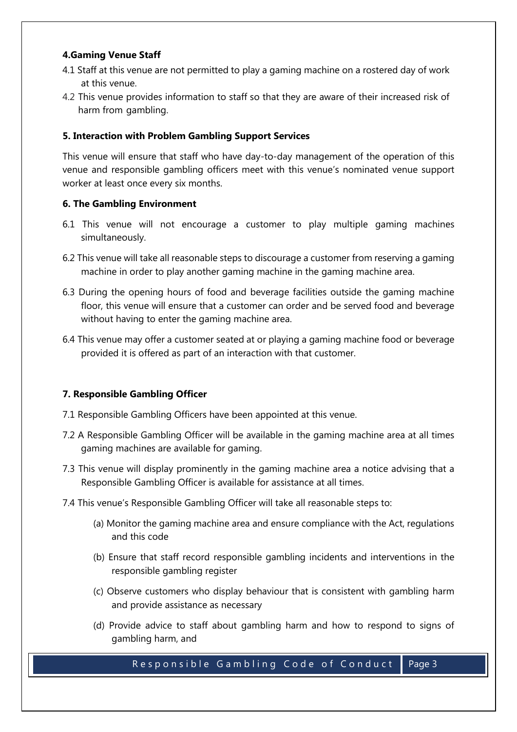**4.Gaming Venue Staff**

4.1 Staff at this venue are not permitted to play a gaming machine on a rostered day of work at this venue.

4.2 This venue provides information to staff so that they are aware of their increased risk of harm from gambling.

**5. Interaction with Problem Gambling Support Services**

This venue will ensure that staff who have day-to-day management of the operation of this venue and responsible gambling officers meet with this venue's nominated venue support worker at least once every six months.

**6. The Gambling Environment**

6.1 This venue will not encourage a customer to play multiple gaming machines simultaneously.

6.2 This venue will take all reasonable steps to discourage a customer from reserving a gaming machine in order to play another gaming machine in the gaming machine area.

6.3 During the opening hours of food and beverage facilities outside the gaming machine floor, this venue will ensure that a customer can order and be served food and beverage without having to enter the gaming machine area.

6.4 This venue may offer a customer seated at or playing a gaming machine food or beverage provided it is offered as part of an interaction with that customer.

**7. Responsible Gambling Officer**

7.1 Responsible Gambling Officers have been appointed at this venue.

7.2 A Responsible Gambling Officer will be available in the gaming machine area at all times gaming machines are available for gaming.

7.3 This venue will display prominently in the gaming machine area a notice advising that a Responsible Gambling Officer is available for assistance at all times.

7.4 This venue's Responsible Gambling Officer will take all reasonable steps to:

(a) Monitor the gaming machine area and ensure compliance with the Act, regulations and this code

(b) Ensure that staff record responsible gambling incidents and interventions in the responsible gambling register

(c) Observe customers who display behaviour that is consistent with gambling harm and provide assistance as necessary

(d) Provide advice to staff about gambling harm and how to respond to signs of gambling harm, and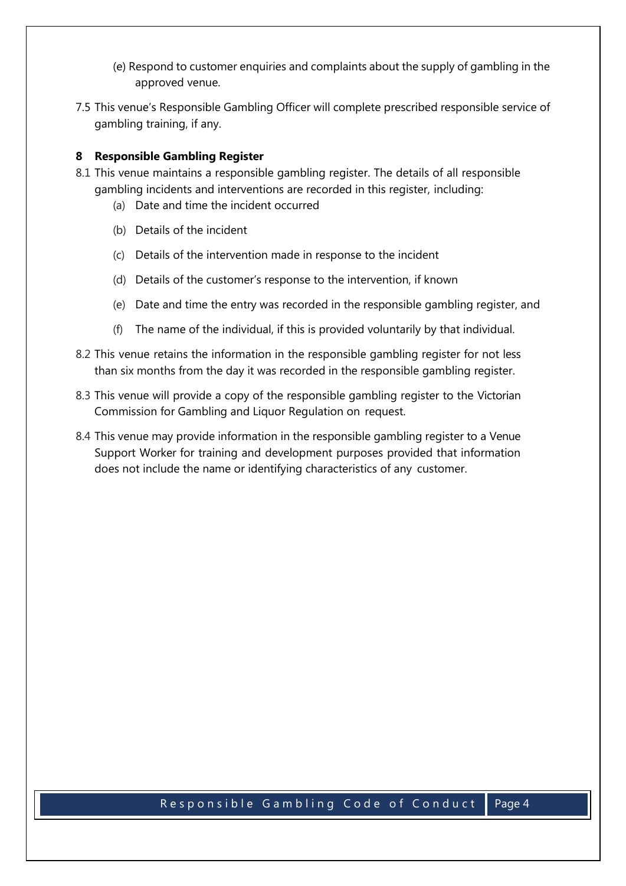(e) Respond to customer enquiries and complaints about the supply of gambling in the approved venue.

7.5 This venue's Responsible Gambling Officer will complete prescribed responsible service of gambling training, if any.

## 8 Responsible Gambling Register

8.1 This venue maintains a responsible gambling register. The details of all responsible gambling incidents and interventions are recorded in this register, including:

(a) Date and time the incident occurred

(b) Details of the incident

(c) Details of the intervention made in response to the incident

(d) Details of the customer's response to the intervention, if known

(e) Date and time the entry was recorded in the responsible gambling register, and

(f) The name of the individual, if this is provided voluntarily by that individual.

8.2 This venue retains the information in the responsible gambling register for not less than six months from the day it was recorded in the responsible gambling register.

8.3 This venue will provide a copy of the responsible gambling register to the Victorian Commission for Gambling and Liquor Regulation on request.

8.4 This venue may provide information in the responsible gambling register to a Venue Support Worker for training and development purposes provided that information does not include the name or identifying characteristics of any customer.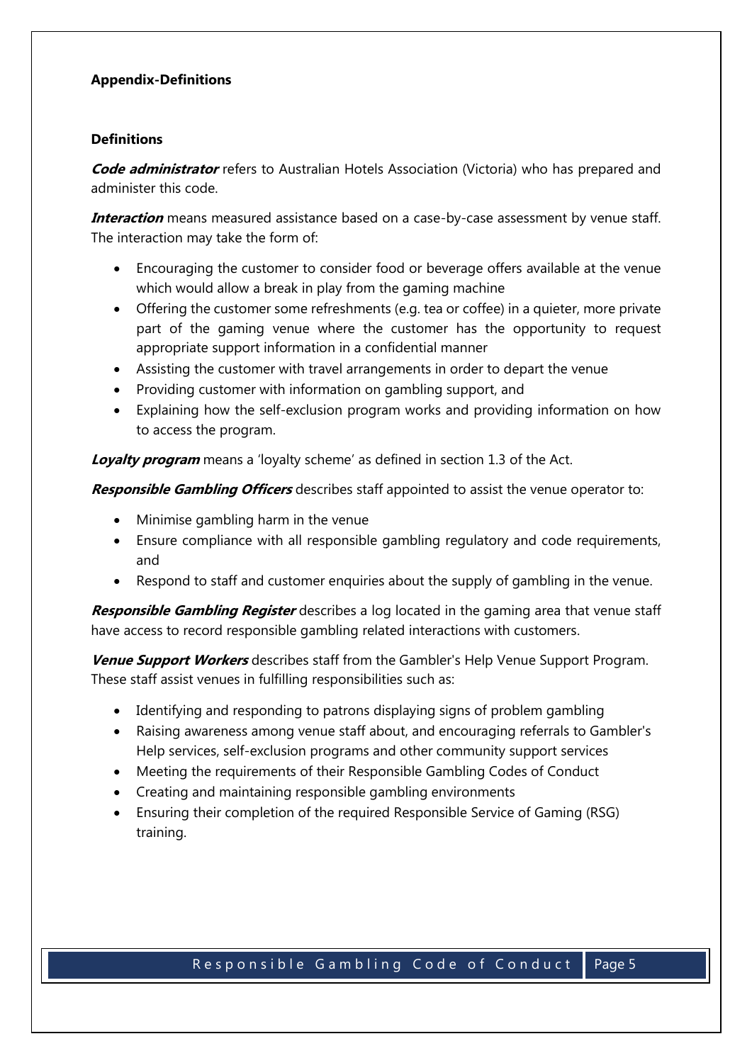## Appendix-Definitions

### Definitions

***Code administrator*** refers to Australian Hotels Association (Victoria) who has prepared and administer this code.

***Interaction*** means measured assistance based on a case-by-case assessment by venue staff. The interaction may take the form of:

- Encouraging the customer to consider food or beverage offers available at the venue which would allow a break in play from the gaming machine
- Offering the customer some refreshments (e.g. tea or coffee) in a quieter, more private part of the gaming venue where the customer has the opportunity to request appropriate support information in a confidential manner
- Assisting the customer with travel arrangements in order to depart the venue
- Providing customer with information on gambling support, and
- Explaining how the self-exclusion program works and providing information on how to access the program.

***Loyalty program*** means a 'loyalty scheme' as defined in section 1.3 of the Act.

***Responsible Gambling Officers*** describes staff appointed to assist the venue operator to:

- Minimise gambling harm in the venue
- Ensure compliance with all responsible gambling regulatory and code requirements, and
- Respond to staff and customer enquiries about the supply of gambling in the venue.

***Responsible Gambling Register*** describes a log located in the gaming area that venue staff have access to record responsible gambling related interactions with customers.

***Venue Support Workers*** describes staff from the Gambler's Help Venue Support Program. These staff assist venues in fulfilling responsibilities such as:

- Identifying and responding to patrons displaying signs of problem gambling
- Raising awareness among venue staff about, and encouraging referrals to Gambler's Help services, self-exclusion programs and other community support services
- Meeting the requirements of their Responsible Gambling Codes of Conduct
- Creating and maintaining responsible gambling environments
- Ensuring their completion of the required Responsible Service of Gaming (RSG) training.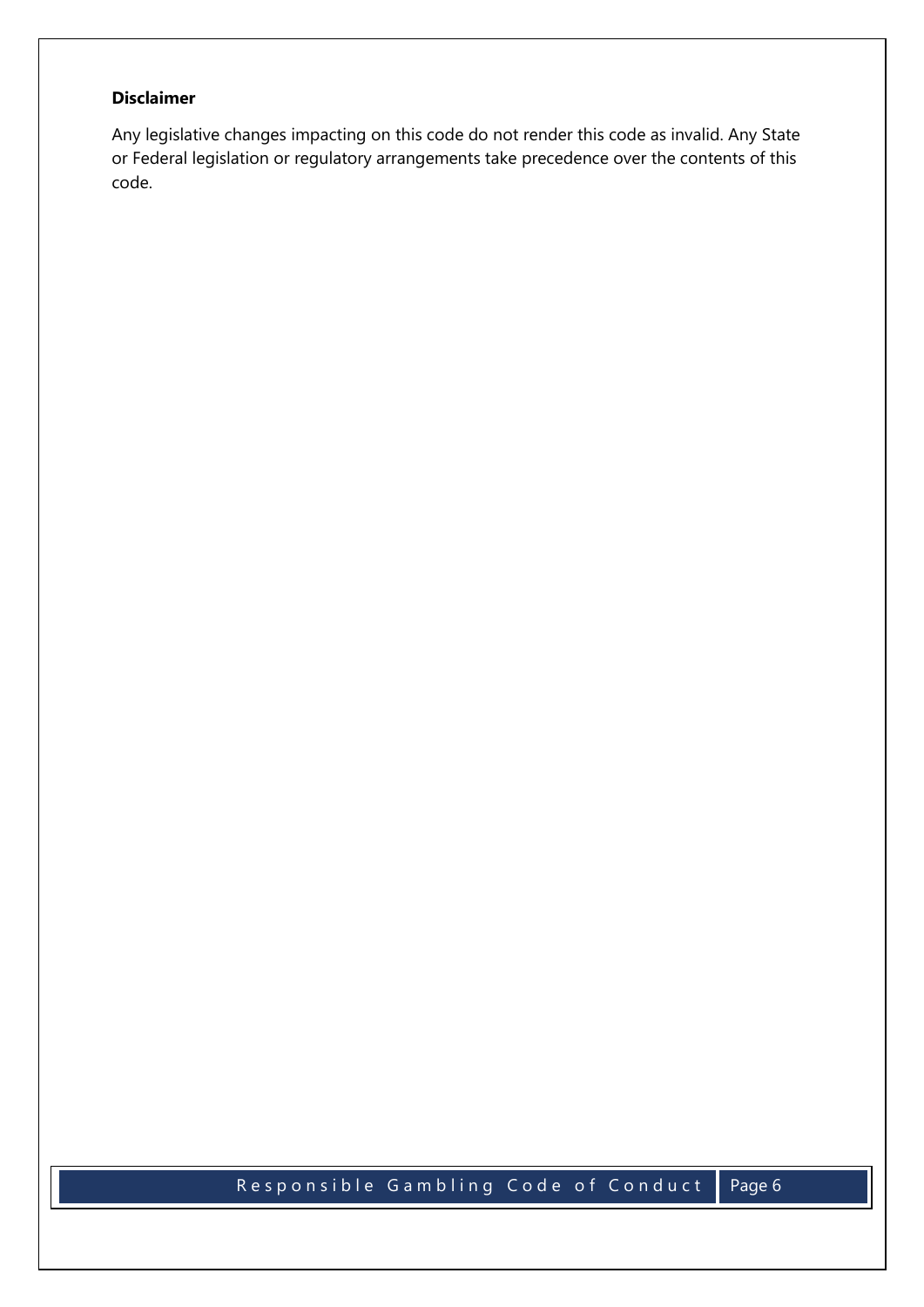**Disclaimer**

Any legislative changes impacting on this code do not render this code as invalid. Any State or Federal legislation or regulatory arrangements take precedence over the contents of this code.